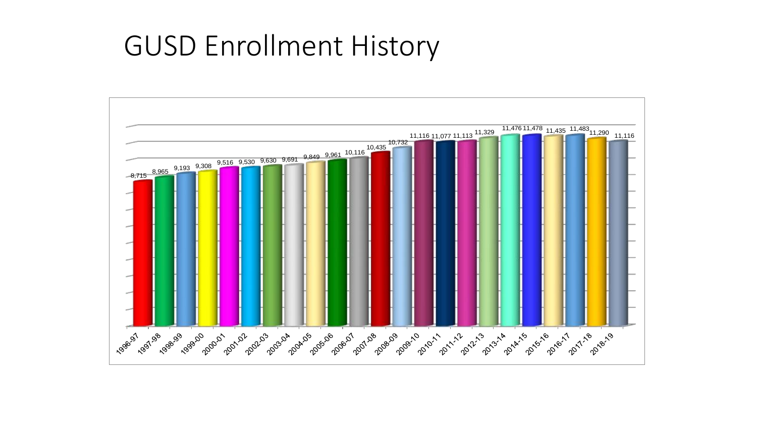# GUSD Enrollment History

| Year | Enrollment |
|---|---|
| 1996-97 | 8,715 |
| 1997-98 | 8,965 |
| 1998-99 | 9,193 |
| 1999-00 | 9,308 |
| 2000-01 | 9,516 |
| 2001-02 | 9,530 |
| 2002-03 | 9,630 |
| 2003-04 | 9,691 |
| 2004-05 | 9,849 |
| 2005-06 | 9,961 |
| 2006-07 | 10,116 |
| 2007-08 | 10,435 |
| 2008-09 | 10,732 |
| 2009-10 | 11,116 |
| 2010-11 | 11,077 |
| 2011-12 | 11,113 |
| 2012-13 | 11,329 |
| 2013-14 | 11,476 |
| 2014-15 | 11,478 |
| 2015-16 | 11,435 |
| 2016-17 | 11,483 |
| 2017-18 | 11,290 |
| 2018-19 | 11,116 |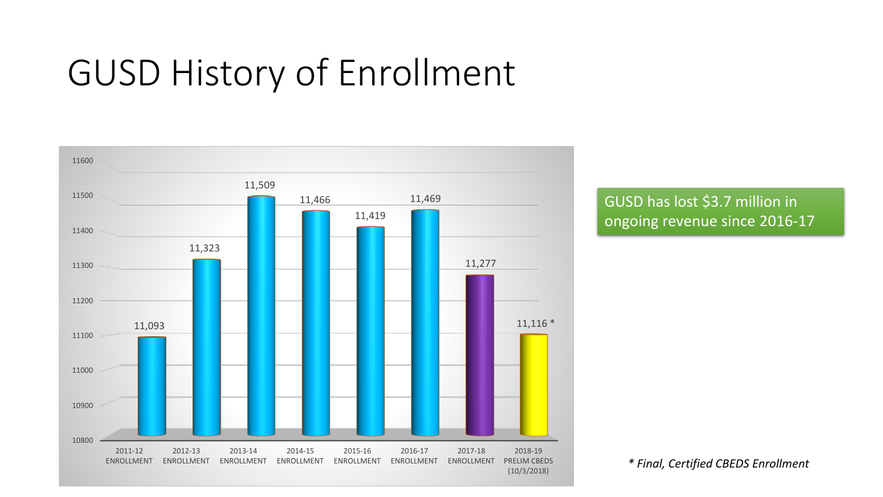# GUSD History of Enrollment

| Year | Enrollment |
| --- | --- |
| 2011-12 ENROLLMENT | 11,093 |
| 2012-13 ENROLLMENT | 11,323 |
| 2013-14 ENROLLMENT | 11,509 |
| 2014-15 ENROLLMENT | 11,466 |
| 2015-16 ENROLLMENT | 11,419 |
| 2016-17 ENROLLMENT | 11,469 |
| 2017-18 ENROLLMENT | 11,277 |
| 2018-19 PRELIM CBEDS (10/3/2018) | 11,116 * |

GUSD has lost $3.7 million in ongoing revenue since 2016-17

*\* Final, Certified CBEDS Enrollment*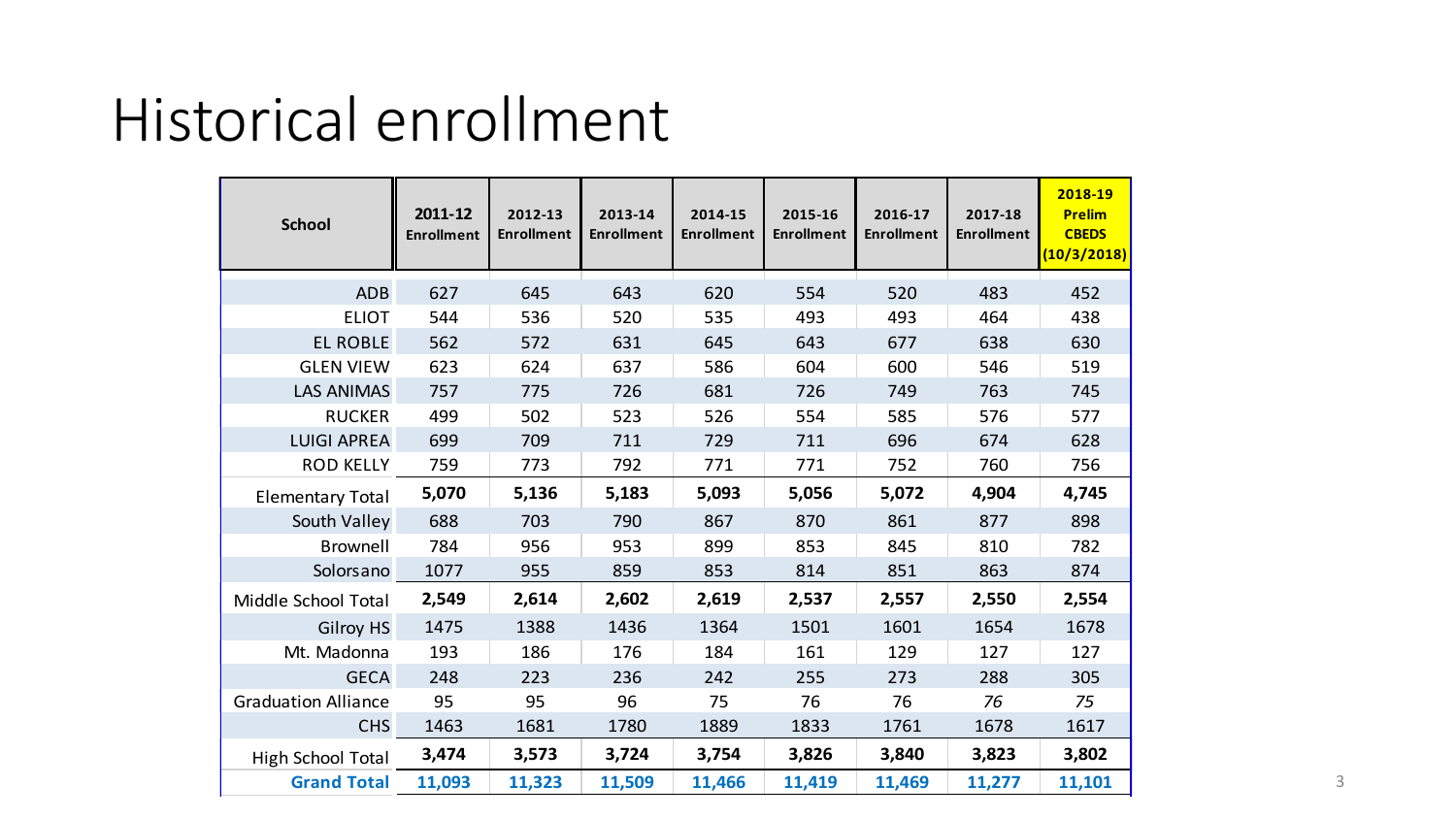# Historical enrollment

| School | 2011-12 Enrollment | 2012-13 Enrollment | 2013-14 Enrollment | 2014-15 Enrollment | 2015-16 Enrollment | 2016-17 Enrollment | 2017-18 Enrollment | 2018-19 Prelim CBEDS (10/3/2018) |
|---|---|---|---|---|---|---|---|---|
| ADB | 627 | 645 | 643 | 620 | 554 | 520 | 483 | 452 |
| ELIOT | 544 | 536 | 520 | 535 | 493 | 493 | 464 | 438 |
| EL ROBLE | 562 | 572 | 631 | 645 | 643 | 677 | 638 | 630 |
| GLEN VIEW | 623 | 624 | 637 | 586 | 604 | 600 | 546 | 519 |
| LAS ANIMAS | 757 | 775 | 726 | 681 | 726 | 749 | 763 | 745 |
| RUCKER | 499 | 502 | 523 | 526 | 554 | 585 | 576 | 577 |
| LUIGI APREA | 699 | 709 | 711 | 729 | 711 | 696 | 674 | 628 |
| ROD KELLY | 759 | 773 | 792 | 771 | 771 | 752 | 760 | 756 |
| Elementary Total | **5,070** | **5,136** | **5,183** | **5,093** | **5,056** | **5,072** | **4,904** | **4,745** |
| South Valley | 688 | 703 | 790 | 867 | 870 | 861 | 877 | 898 |
| Brownell | 784 | 956 | 953 | 899 | 853 | 845 | 810 | 782 |
| Solorsano | 1077 | 955 | 859 | 853 | 814 | 851 | 863 | 874 |
| Middle School Total | **2,549** | **2,614** | **2,602** | **2,619** | **2,537** | **2,557** | **2,550** | **2,554** |
| Gilroy HS | 1475 | 1388 | 1436 | 1364 | 1501 | 1601 | 1654 | 1678 |
| Mt. Madonna | 193 | 186 | 176 | 184 | 161 | 129 | 127 | 127 |
| GECA | 248 | 223 | 236 | 242 | 255 | 273 | 288 | 305 |
| Graduation Alliance | 95 | 95 | 96 | 75 | 76 | 76 | *76* | *75* |
| CHS | 1463 | 1681 | 1780 | 1889 | 1833 | 1761 | 1678 | 1617 |
| High School Total | **3,474** | **3,573** | **3,724** | **3,754** | **3,826** | **3,840** | **3,823** | **3,802** |
| **Grand Total** | **11,093** | **11,323** | **11,509** | **11,466** | **11,419** | **11,469** | **11,277** | **11,101** |